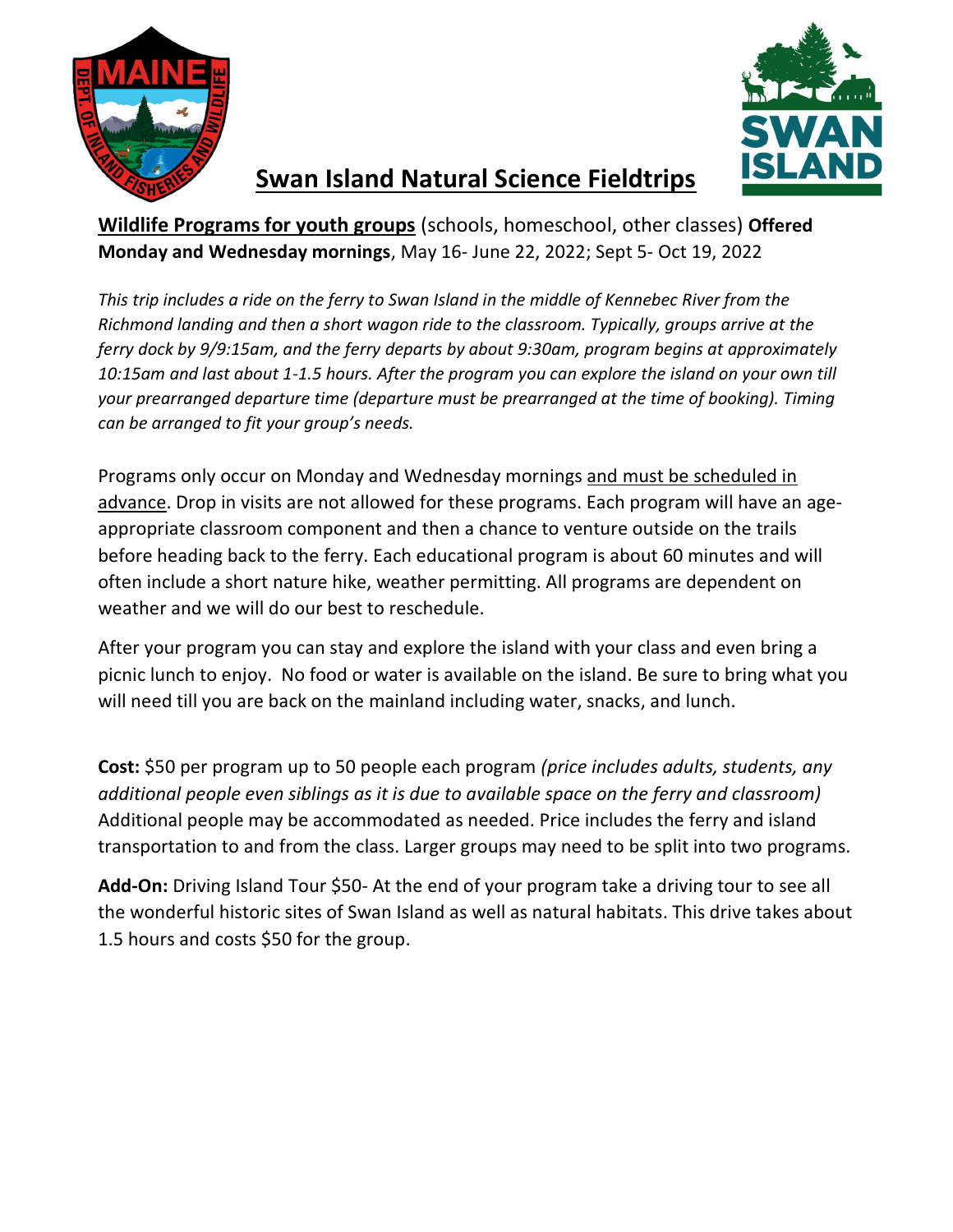// [Fraudulent] OCR-generated transcript has been removed to save space.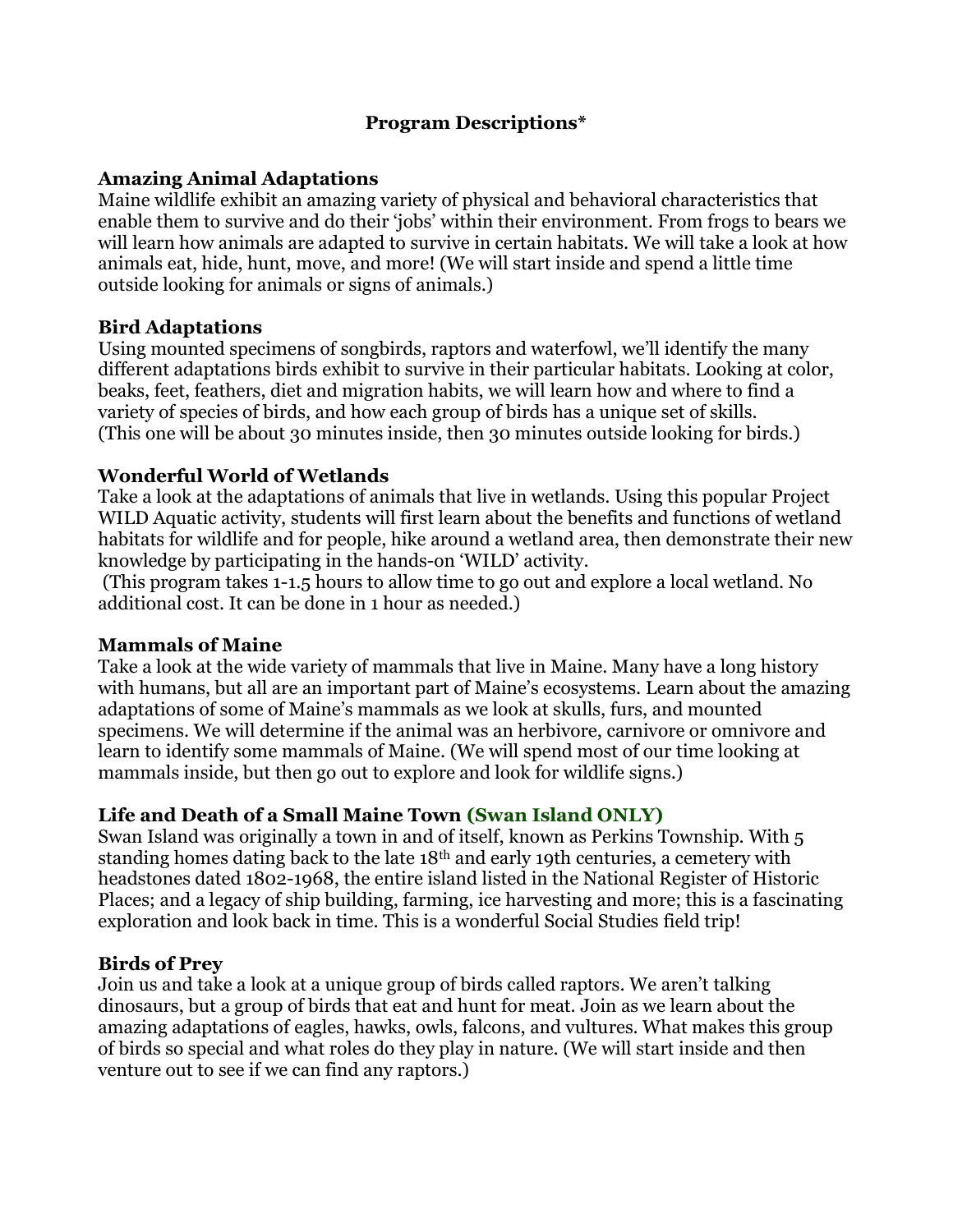# Program Descriptions*

## Amazing Animal Adaptations

Maine wildlife exhibit an amazing variety of physical and behavioral characteristics that enable them to survive and do their 'jobs' within their environment. From frogs to bears we will learn how animals are adapted to survive in certain habitats. We will take a look at how animals eat, hide, hunt, move, and more! (We will start inside and spend a little time outside looking for animals or signs of animals.)

## Bird Adaptations

Using mounted specimens of songbirds, raptors and waterfowl, we'll identify the many different adaptations birds exhibit to survive in their particular habitats. Looking at color, beaks, feet, feathers, diet and migration habits, we will learn how and where to find a variety of species of birds, and how each group of birds has a unique set of skills. (This one will be about 30 minutes inside, then 30 minutes outside looking for birds.)

## Wonderful World of Wetlands

Take a look at the adaptations of animals that live in wetlands. Using this popular Project WILD Aquatic activity, students will first learn about the benefits and functions of wetland habitats for wildlife and for people, hike around a wetland area, then demonstrate their new knowledge by participating in the hands-on 'WILD' activity.

(This program takes 1-1.5 hours to allow time to go out and explore a local wetland. No additional cost. It can be done in 1 hour as needed.)

## Mammals of Maine

Take a look at the wide variety of mammals that live in Maine. Many have a long history with humans, but all are an important part of Maine's ecosystems. Learn about the amazing adaptations of some of Maine's mammals as we look at skulls, furs, and mounted specimens. We will determine if the animal was an herbivore, carnivore or omnivore and learn to identify some mammals of Maine. (We will spend most of our time looking at mammals inside, but then go out to explore and look for wildlife signs.)

## Life and Death of a Small Maine Town (Swan Island ONLY)

Swan Island was originally a town in and of itself, known as Perkins Township. With 5 standing homes dating back to the late 18th and early 19th centuries, a cemetery with headstones dated 1802-1968, the entire island listed in the National Register of Historic Places; and a legacy of ship building, farming, ice harvesting and more; this is a fascinating exploration and look back in time. This is a wonderful Social Studies field trip!

## Birds of Prey

Join us and take a look at a unique group of birds called raptors. We aren't talking dinosaurs, but a group of birds that eat and hunt for meat. Join as we learn about the amazing adaptations of eagles, hawks, owls, falcons, and vultures. What makes this group of birds so special and what roles do they play in nature. (We will start inside and then venture out to see if we can find any raptors.)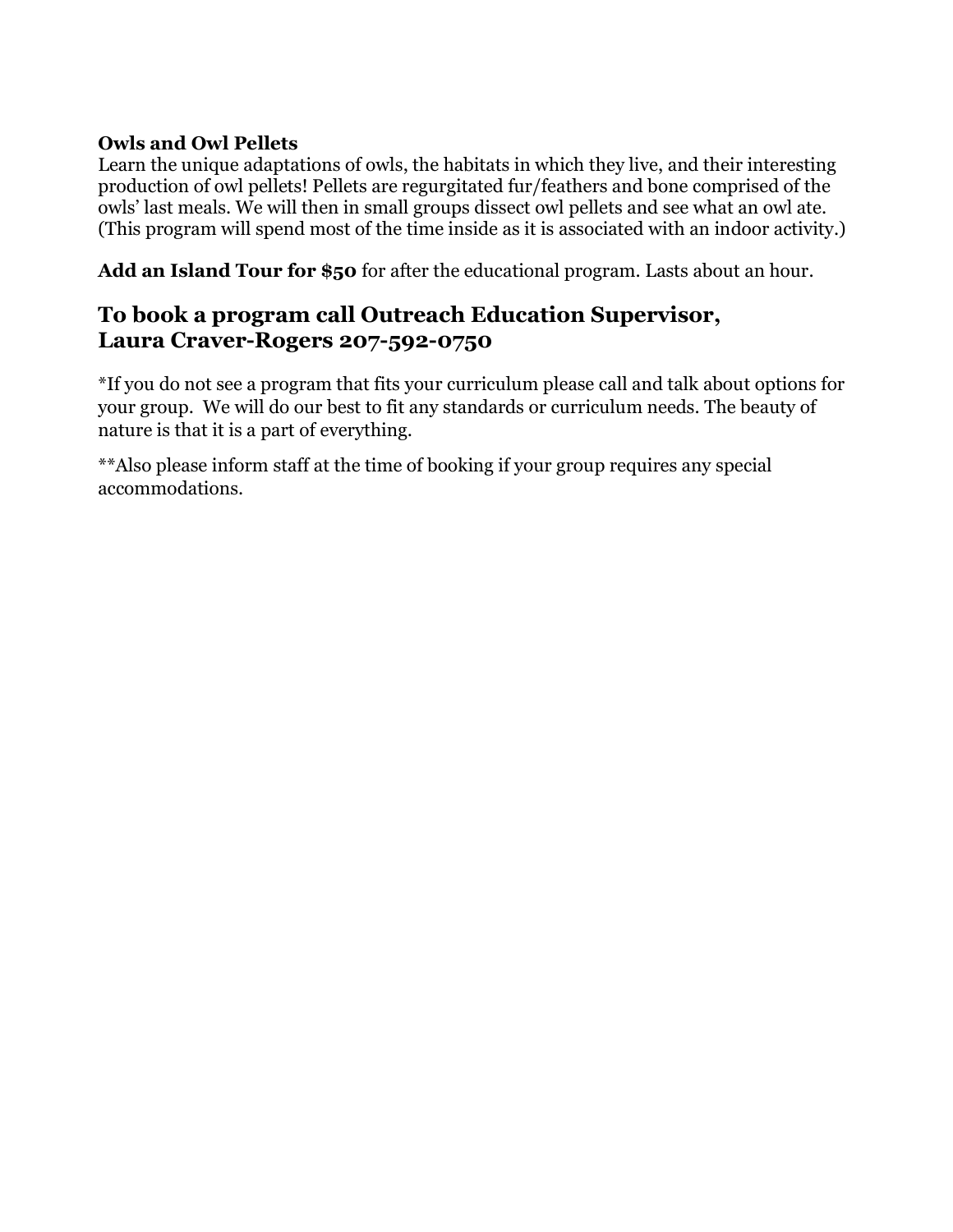**Owls and Owl Pellets**
Learn the unique adaptations of owls, the habitats in which they live, and their interesting production of owl pellets! Pellets are regurgitated fur/feathers and bone comprised of the owls' last meals. We will then in small groups dissect owl pellets and see what an owl ate. (This program will spend most of the time inside as it is associated with an indoor activity.)

**Add an Island Tour for $50** for after the educational program. Lasts about an hour.

## To book a program call Outreach Education Supervisor, Laura Craver-Rogers 207-592-0750

*If you do not see a program that fits your curriculum please call and talk about options for your group. We will do our best to fit any standards or curriculum needs. The beauty of nature is that it is a part of everything.

**Also please inform staff at the time of booking if your group requires any special accommodations.